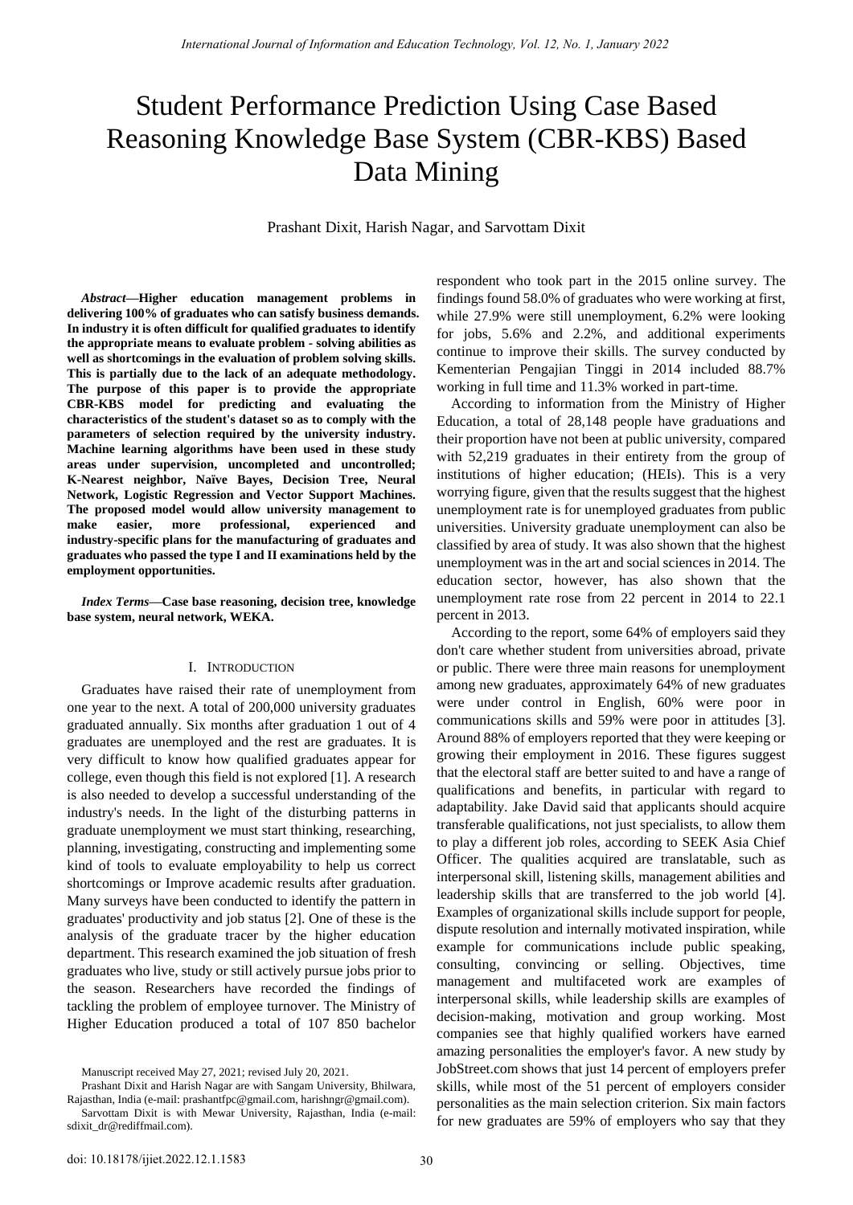# Student Performance Prediction Using Case Based Reasoning Knowledge Base System (CBR-KBS) Based Data Mining

Prashant Dixit, Harish Nagar, and Sarvottam Dixit

***Abstract*—Higher education management problems in delivering 100% of graduates who can satisfy business demands. In industry it is often difficult for qualified graduates to identify the appropriate means to evaluate problem - solving abilities as well as shortcomings in the evaluation of problem solving skills. This is partially due to the lack of an adequate methodology. The purpose of this paper is to provide the appropriate CBR-KBS model for predicting and evaluating the characteristics of the student's dataset so as to comply with the parameters of selection required by the university industry. Machine learning algorithms have been used in these study areas under supervision, uncompleted and uncontrolled; K-Nearest neighbor, Naïve Bayes, Decision Tree, Neural Network, Logistic Regression and Vector Support Machines. The proposed model would allow university management to make easier, more professional, experienced and industry-specific plans for the manufacturing of graduates and graduates who passed the type I and II examinations held by the employment opportunities.**

***Index Terms*—Case base reasoning, decision tree, knowledge base system, neural network, WEKA.**

## I. Introduction

Graduates have raised their rate of unemployment from one year to the next. A total of 200,000 university graduates graduated annually. Six months after graduation 1 out of 4 graduates are unemployed and the rest are graduates. It is very difficult to know how qualified graduates appear for college, even though this field is not explored [1]. A research is also needed to develop a successful understanding of the industry's needs. In the light of the disturbing patterns in graduate unemployment we must start thinking, researching, planning, investigating, constructing and implementing some kind of tools to evaluate employability to help us correct shortcomings or Improve academic results after graduation. Many surveys have been conducted to identify the pattern in graduates' productivity and job status [2]. One of these is the analysis of the graduate tracer by the higher education department. This research examined the job situation of fresh graduates who live, study or still actively pursue jobs prior to the season. Researchers have recorded the findings of tackling the problem of employee turnover. The Ministry of Higher Education produced a total of 107 850 bachelor respondent who took part in the 2015 online survey. The findings found 58.0% of graduates who were working at first, while 27.9% were still unemployment, 6.2% were looking for jobs, 5.6% and 2.2%, and additional experiments continue to improve their skills. The survey conducted by Kementerian Pengajian Tinggi in 2014 included 88.7% working in full time and 11.3% worked in part-time.

According to information from the Ministry of Higher Education, a total of 28,148 people have graduations and their proportion have not been at public university, compared with 52,219 graduates in their entirety from the group of institutions of higher education; (HEIs). This is a very worrying figure, given that the results suggest that the highest unemployment rate is for unemployed graduates from public universities. University graduate unemployment can also be classified by area of study. It was also shown that the highest unemployment was in the art and social sciences in 2014. The education sector, however, has also shown that the unemployment rate rose from 22 percent in 2014 to 22.1 percent in 2013.

According to the report, some 64% of employers said they don't care whether student from universities abroad, private or public. There were three main reasons for unemployment among new graduates, approximately 64% of new graduates were under control in English, 60% were poor in communications skills and 59% were poor in attitudes [3]. Around 88% of employers reported that they were keeping or growing their employment in 2016. These figures suggest that the electoral staff are better suited to and have a range of qualifications and benefits, in particular with regard to adaptability. Jake David said that applicants should acquire transferable qualifications, not just specialists, to allow them to play a different job roles, according to SEEK Asia Chief Officer. The qualities acquired are translatable, such as interpersonal skill, listening skills, management abilities and leadership skills that are transferred to the job world [4]. Examples of organizational skills include support for people, dispute resolution and internally motivated inspiration, while example for communications include public speaking, consulting, convincing or selling. Objectives, time management and multifaceted work are examples of interpersonal skills, while leadership skills are examples of decision-making, motivation and group working. Most companies see that highly qualified workers have earned amazing personalities the employer's favor. A new study by JobStreet.com shows that just 14 percent of employers prefer skills, while most of the 51 percent of employers consider personalities as the main selection criterion. Six main factors for new graduates are 59% of employers who say that they

Manuscript received May 27, 2021; revised July 20, 2021.

Prashant Dixit and Harish Nagar are with Sangam University, Bhilwara, Rajasthan, India (e-mail: prashantfpc@gmail.com, harishngr@gmail.com).

Sarvottam Dixit is with Mewar University, Rajasthan, India (e-mail: sdixit_dr@rediffmail.com).

doi: 10.18178/ijiet.2022.12.1.1583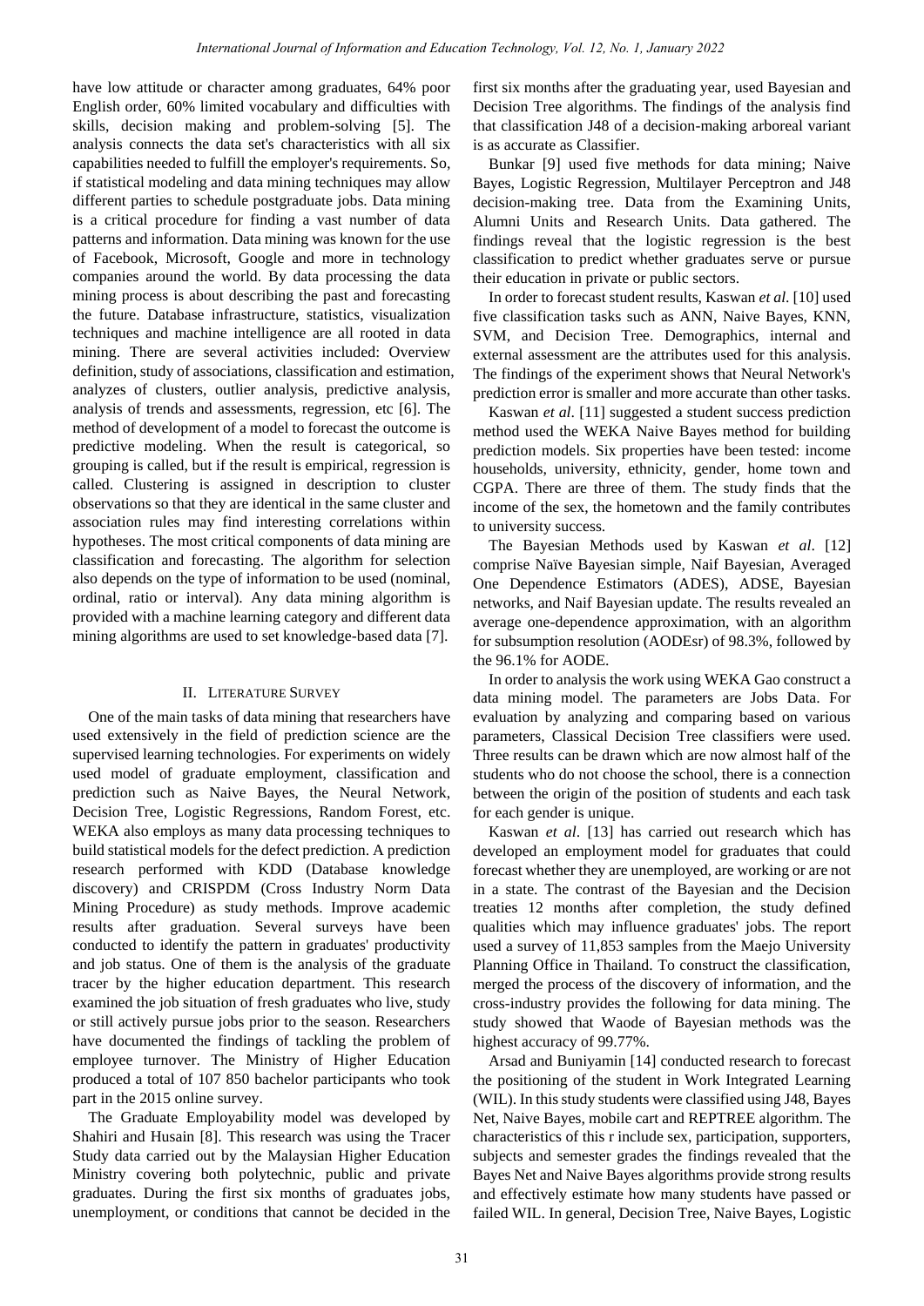have low attitude or character among graduates, 64% poor English order, 60% limited vocabulary and difficulties with skills, decision making and problem-solving [5]. The analysis connects the data set's characteristics with all six capabilities needed to fulfill the employer's requirements. So, if statistical modeling and data mining techniques may allow different parties to schedule postgraduate jobs. Data mining is a critical procedure for finding a vast number of data patterns and information. Data mining was known for the use of Facebook, Microsoft, Google and more in technology companies around the world. By data processing the data mining process is about describing the past and forecasting the future. Database infrastructure, statistics, visualization techniques and machine intelligence are all rooted in data mining. There are several activities included: Overview definition, study of associations, classification and estimation, analyzes of clusters, outlier analysis, predictive analysis, analysis of trends and assessments, regression, etc [6]. The method of development of a model to forecast the outcome is predictive modeling. When the result is categorical, so grouping is called, but if the result is empirical, regression is called. Clustering is assigned in description to cluster observations so that they are identical in the same cluster and association rules may find interesting correlations within hypotheses. The most critical components of data mining are classification and forecasting. The algorithm for selection also depends on the type of information to be used (nominal, ordinal, ratio or interval). Any data mining algorithm is provided with a machine learning category and different data mining algorithms are used to set knowledge-based data [7].

## II. Literature Survey

One of the main tasks of data mining that researchers have used extensively in the field of prediction science are the supervised learning technologies. For experiments on widely used model of graduate employment, classification and prediction such as Naive Bayes, the Neural Network, Decision Tree, Logistic Regressions, Random Forest, etc. WEKA also employs as many data processing techniques to build statistical models for the defect prediction. A prediction research performed with KDD (Database knowledge discovery) and CRISPDM (Cross Industry Norm Data Mining Procedure) as study methods. Improve academic results after graduation. Several surveys have been conducted to identify the pattern in graduates' productivity and job status. One of them is the analysis of the graduate tracer by the higher education department. This research examined the job situation of fresh graduates who live, study or still actively pursue jobs prior to the season. Researchers have documented the findings of tackling the problem of employee turnover. The Ministry of Higher Education produced a total of 107 850 bachelor participants who took part in the 2015 online survey.

The Graduate Employability model was developed by Shahiri and Husain [8]. This research was using the Tracer Study data carried out by the Malaysian Higher Education Ministry covering both polytechnic, public and private graduates. During the first six months of graduates jobs, unemployment, or conditions that cannot be decided in the first six months after the graduating year, used Bayesian and Decision Tree algorithms. The findings of the analysis find that classification J48 of a decision-making arboreal variant is as accurate as Classifier.

Bunkar [9] used five methods for data mining; Naive Bayes, Logistic Regression, Multilayer Perceptron and J48 decision-making tree. Data from the Examining Units, Alumni Units and Research Units. Data gathered. The findings reveal that the logistic regression is the best classification to predict whether graduates serve or pursue their education in private or public sectors.

In order to forecast student results, Kaswan *et al*. [10] used five classification tasks such as ANN, Naive Bayes, KNN, SVM, and Decision Tree. Demographics, internal and external assessment are the attributes used for this analysis. The findings of the experiment shows that Neural Network's prediction error is smaller and more accurate than other tasks.

Kaswan *et al*. [11] suggested a student success prediction method used the WEKA Naive Bayes method for building prediction models. Six properties have been tested: income households, university, ethnicity, gender, home town and CGPA. There are three of them. The study finds that the income of the sex, the hometown and the family contributes to university success.

The Bayesian Methods used by Kaswan *et al*. [12] comprise Naïve Bayesian simple, Naif Bayesian, Averaged One Dependence Estimators (ADES), ADSE, Bayesian networks, and Naif Bayesian update. The results revealed an average one-dependence approximation, with an algorithm for subsumption resolution (AODEsr) of 98.3%, followed by the 96.1% for AODE.

In order to analysis the work using WEKA Gao construct a data mining model. The parameters are Jobs Data. For evaluation by analyzing and comparing based on various parameters, Classical Decision Tree classifiers were used. Three results can be drawn which are now almost half of the students who do not choose the school, there is a connection between the origin of the position of students and each task for each gender is unique.

Kaswan *et al*. [13] has carried out research which has developed an employment model for graduates that could forecast whether they are unemployed, are working or are not in a state. The contrast of the Bayesian and the Decision treaties 12 months after completion, the study defined qualities which may influence graduates' jobs. The report used a survey of 11,853 samples from the Maejo University Planning Office in Thailand. To construct the classification, merged the process of the discovery of information, and the cross-industry provides the following for data mining. The study showed that Waode of Bayesian methods was the highest accuracy of 99.77%.

Arsad and Buniyamin [14] conducted research to forecast the positioning of the student in Work Integrated Learning (WIL). In this study students were classified using J48, Bayes Net, Naive Bayes, mobile cart and REPTREE algorithm. The characteristics of this r include sex, participation, supporters, subjects and semester grades the findings revealed that the Bayes Net and Naive Bayes algorithms provide strong results and effectively estimate how many students have passed or failed WIL. In general, Decision Tree, Naive Bayes, Logistic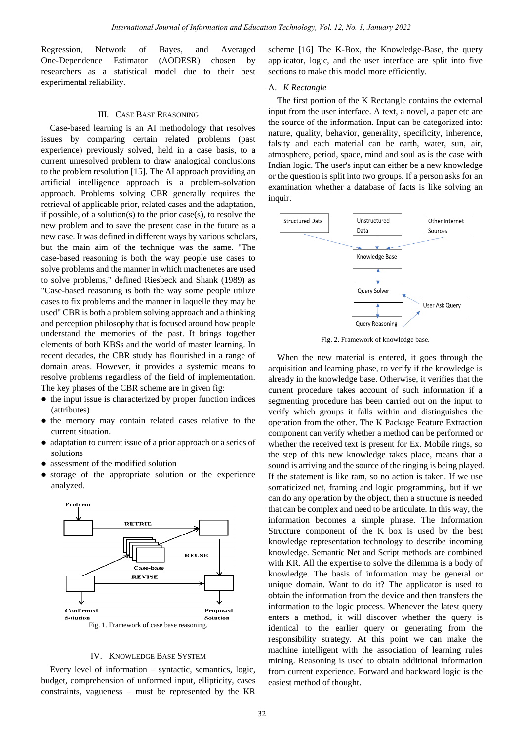Regression, Network of Bayes, and Averaged One-Dependence Estimator (AODESR) chosen by researchers as a statistical model due to their best experimental reliability.

## III. Case Base Reasoning

Case-based learning is an AI methodology that resolves issues by comparing certain related problems (past experience) previously solved, held in a case basis, to a current unresolved problem to draw analogical conclusions to the problem resolution [15]. The AI approach providing an artificial intelligence approach is a problem-solvation approach. Problems solving CBR generally requires the retrieval of applicable prior, related cases and the adaptation, if possible, of a solution(s) to the prior case(s), to resolve the new problem and to save the present case in the future as a new case. It was defined in different ways by various scholars, but the main aim of the technique was the same. "The case-based reasoning is both the way people use cases to solve problems and the manner in which machenetes are used to solve problems," defined Riesbeck and Shank (1989) as "Case-based reasoning is both the way some people utilize cases to fix problems and the manner in laquelle they may be used" CBR is both a problem solving approach and a thinking and perception philosophy that is focused around how people understand the memories of the past. It brings together elements of both KBSs and the world of master learning. In recent decades, the CBR study has flourished in a range of domain areas. However, it provides a systemic means to resolve problems regardless of the field of implementation. The key phases of the CBR scheme are in given fig:

- the input issue is characterized by proper function indices (attributes)
- the memory may contain related cases relative to the current situation.
- adaptation to current issue of a prior approach or a series of solutions
- assessment of the modified solution
- storage of the appropriate solution or the experience analyzed.

Fig. 1. Framework of case base reasoning.

## IV. Knowledge Base System

Every level of information – syntactic, semantics, logic, budget, comprehension of unformed input, ellipticity, cases constraints, vagueness – must be represented by the KR scheme [16] The K-Box, the Knowledge-Base, the query applicator, logic, and the user interface are split into five sections to make this model more efficiently.

### A. *K Rectangle*

The first portion of the K Rectangle contains the external input from the user interface. A text, a novel, a paper etc are the source of the information. Input can be categorized into: nature, quality, behavior, generality, specificity, inherence, falsity and each material can be earth, water, sun, air, atmosphere, period, space, mind and soul as is the case with Indian logic. The user's input can either be a new knowledge or the question is split into two groups. If a person asks for an examination whether a database of facts is like solving an inquir.

Fig. 2. Framework of knowledge base.

When the new material is entered, it goes through the acquisition and learning phase, to verify if the knowledge is already in the knowledge base. Otherwise, it verifies that the current procedure takes account of such information if a segmenting procedure has been carried out on the input to verify which groups it falls within and distinguishes the operation from the other. The K Package Feature Extraction component can verify whether a method can be performed or whether the received text is present for Ex. Mobile rings, so the step of this new knowledge takes place, means that a sound is arriving and the source of the ringing is being played. If the statement is like ram, so no action is taken. If we use somaticized net, framing and logic programming, but if we can do any operation by the object, then a structure is needed that can be complex and need to be articulate. In this way, the information becomes a simple phrase. The Information Structure component of the K box is used by the best knowledge representation technology to describe incoming knowledge. Semantic Net and Script methods are combined with KR. All the expertise to solve the dilemma is a body of knowledge. The basis of information may be general or unique domain. Want to do it? The applicator is used to obtain the information from the device and then transfers the information to the logic process. Whenever the latest query enters a method, it will discover whether the query is identical to the earlier query or generating from the responsibility strategy. At this point we can make the machine intelligent with the association of learning rules mining. Reasoning is used to obtain additional information from current experience. Forward and backward logic is the easiest method of thought.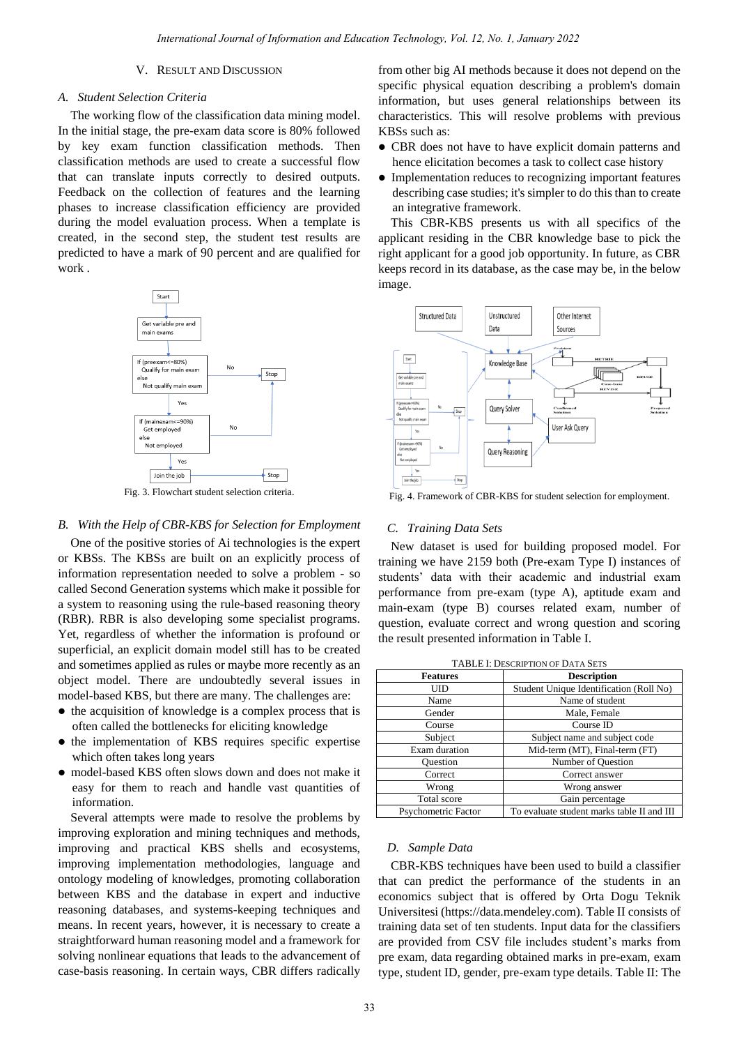## V. RESULT AND DISCUSSION

### A. Student Selection Criteria

The working flow of the classification data mining model. In the initial stage, the pre-exam data score is 80% followed by key exam function classification methods. Then classification methods are used to create a successful flow that can translate inputs correctly to desired outputs. Feedback on the collection of features and the learning phases to increase classification efficiency are provided during the model evaluation process. When a template is created, in the second step, the student test results are predicted to have a mark of 90 percent and are qualified for work .

Start

Get variable pre and main exams

If (preexam<=80%)
Qualify for main exam
else
Not qualify main exam

No

Stop

Yes

If (mainexam<=90%)
Get employed
else
Not employed

No

Yes

Join the job

Stop

Fig. 3. Flowchart student selection criteria.

### B. With the Help of CBR-KBS for Selection for Employment

One of the positive stories of Ai technologies is the expert or KBSs. The KBSs are built on an explicitly process of information representation needed to solve a problem - so called Second Generation systems which make it possible for a system to reasoning using the rule-based reasoning theory (RBR). RBR is also developing some specialist programs. Yet, regardless of whether the information is profound or superficial, an explicit domain model still has to be created and sometimes applied as rules or maybe more recently as an object model. There are undoubtedly several issues in model-based KBS, but there are many. The challenges are:

- the acquisition of knowledge is a complex process that is often called the bottlenecks for eliciting knowledge
- the implementation of KBS requires specific expertise which often takes long years
- model-based KBS often slows down and does not make it easy for them to reach and handle vast quantities of information.

Several attempts were made to resolve the problems by improving exploration and mining techniques and methods, improving and practical KBS shells and ecosystems, improving implementation methodologies, language and ontology modeling of knowledges, promoting collaboration between KBS and the database in expert and inductive reasoning databases, and systems-keeping techniques and means. In recent years, however, it is necessary to create a straightforward human reasoning model and a framework for solving nonlinear equations that leads to the advancement of case-basis reasoning. In certain ways, CBR differs radically from other big AI methods because it does not depend on the specific physical equation describing a problem's domain information, but uses general relationships between its characteristics. This will resolve problems with previous KBSs such as:

- CBR does not have to have explicit domain patterns and hence elicitation becomes a task to collect case history
- Implementation reduces to recognizing important features describing case studies; it's simpler to do this than to create an integrative framework.

This CBR-KBS presents us with all specifics of the applicant residing in the CBR knowledge base to pick the right applicant for a good job opportunity. In future, as CBR keeps record in its database, as the case may be, in the below image.

Structured Data

Unstructured Data

Other Internet Sources

Knowledge Base

Query Solver

User Ask Query

Query Reasoning

Problem

RETRIE

REUSE

Case-base

REVISE

Confirmed Solution

Proposed Solution

Fig. 4. Framework of CBR-KBS for student selection for employment.

### C. Training Data Sets

New dataset is used for building proposed model. For training we have 2159 both (Pre-exam Type I) instances of students' data with their academic and industrial exam performance from pre-exam (type A), aptitude exam and main-exam (type B) courses related exam, number of question, evaluate correct and wrong question and scoring the result presented information in Table I.

TABLE I: DESCRIPTION OF DATA SETS

| Features | Description |
|---|---|
| UID | Student Unique Identification (Roll No) |
| Name | Name of student |
| Gender | Male, Female |
| Course | Course ID |
| Subject | Subject name and subject code |
| Exam duration | Mid-term (MT), Final-term (FT) |
| Question | Number of Question |
| Correct | Correct answer |
| Wrong | Wrong answer |
| Total score | Gain percentage |
| Psychometric Factor | To evaluate student marks table II and III |

### D. Sample Data

CBR-KBS techniques have been used to build a classifier that can predict the performance of the students in an economics subject that is offered by Orta Dogu Teknik Universitesi (https://data.mendeley.com). Table II consists of training data set of ten students. Input data for the classifiers are provided from CSV file includes student's marks from pre exam, data regarding obtained marks in pre-exam, exam type, student ID, gender, pre-exam type details. Table II: The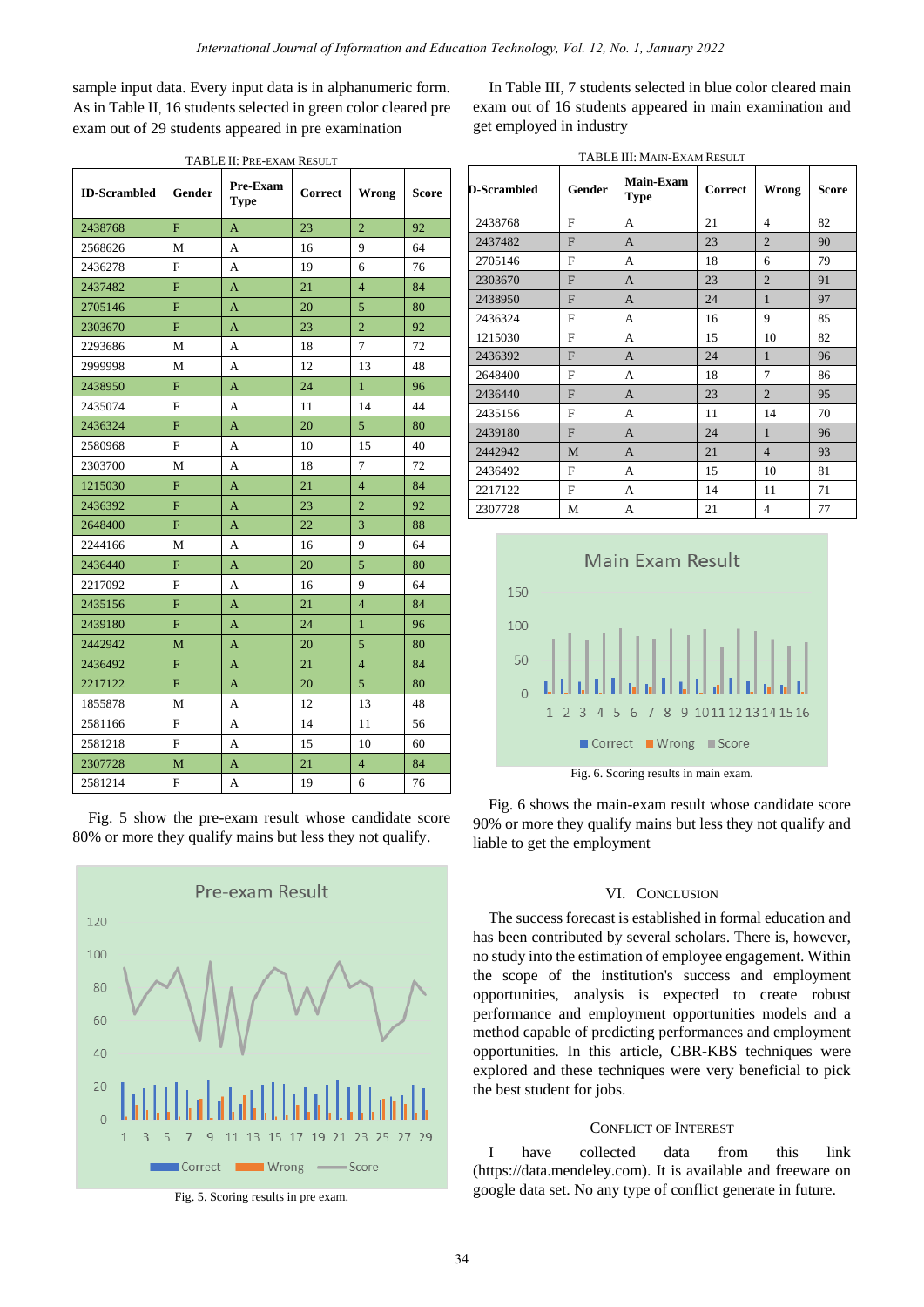sample input data. Every input data is in alphanumeric form. As in Table II, 16 students selected in green color cleared pre exam out of 29 students appeared in pre examination

TABLE II: PRE-EXAM RESULT

| ID-Scrambled | Gender | Pre-Exam Type | Correct | Wrong | Score |
|---|---|---|---|---|---|
| 2438768 | F | A | 23 | 2 | 92 |
| 2568626 | M | A | 16 | 9 | 64 |
| 2436278 | F | A | 19 | 6 | 76 |
| 2437482 | F | A | 21 | 4 | 84 |
| 2705146 | F | A | 20 | 5 | 80 |
| 2303670 | F | A | 23 | 2 | 92 |
| 2293686 | M | A | 18 | 7 | 72 |
| 2999998 | M | A | 12 | 13 | 48 |
| 2438950 | F | A | 24 | 1 | 96 |
| 2435074 | F | A | 11 | 14 | 44 |
| 2436324 | F | A | 20 | 5 | 80 |
| 2580968 | F | A | 10 | 15 | 40 |
| 2303700 | M | A | 18 | 7 | 72 |
| 1215030 | F | A | 21 | 4 | 84 |
| 2436392 | F | A | 23 | 2 | 92 |
| 2648400 | F | A | 22 | 3 | 88 |
| 2244166 | M | A | 16 | 9 | 64 |
| 2436440 | F | A | 20 | 5 | 80 |
| 2217092 | F | A | 16 | 9 | 64 |
| 2435156 | F | A | 21 | 4 | 84 |
| 2439180 | F | A | 24 | 1 | 96 |
| 2442942 | M | A | 20 | 5 | 80 |
| 2436492 | F | A | 21 | 4 | 84 |
| 2217122 | F | A | 20 | 5 | 80 |
| 1855878 | M | A | 12 | 13 | 48 |
| 2581166 | F | A | 14 | 11 | 56 |
| 2581218 | F | A | 15 | 10 | 60 |
| 2307728 | M | A | 21 | 4 | 84 |
| 2581214 | F | A | 19 | 6 | 76 |

Fig. 5 show the pre-exam result whose candidate score 80% or more they qualify mains but less they not qualify.

Pre-exam Result

120
100
80
60
40
20
0

1 3 5 7 9 11 13 15 17 19 21 23 25 27 29

Correct Wrong Score

Fig. 5. Scoring results in pre exam.

In Table III, 7 students selected in blue color cleared main exam out of 16 students appeared in main examination and get employed in industry

TABLE III: MAIN-EXAM RESULT

| D-Scrambled | Gender | Main-Exam Type | Correct | Wrong | Score |
|---|---|---|---|---|---|
| 2438768 | F | A | 21 | 4 | 82 |
| 2437482 | F | A | 23 | 2 | 90 |
| 2705146 | F | A | 18 | 6 | 79 |
| 2303670 | F | A | 23 | 2 | 91 |
| 2438950 | F | A | 24 | 1 | 97 |
| 2436324 | F | A | 16 | 9 | 85 |
| 1215030 | F | A | 15 | 10 | 82 |
| 2436392 | F | A | 24 | 1 | 96 |
| 2648400 | F | A | 18 | 7 | 86 |
| 2436440 | F | A | 23 | 2 | 95 |
| 2435156 | F | A | 11 | 14 | 70 |
| 2439180 | F | A | 24 | 1 | 96 |
| 2442942 | M | A | 21 | 4 | 93 |
| 2436492 | F | A | 15 | 10 | 81 |
| 2217122 | F | A | 14 | 11 | 71 |
| 2307728 | M | A | 21 | 4 | 77 |

Main Exam Result

150
100
50
0

1 2 3 4 5 6 7 8 9 10 11 12 13 14 15 16

Correct Wrong Score

Fig. 6. Scoring results in main exam.

Fig. 6 shows the main-exam result whose candidate score 90% or more they qualify mains but less they not qualify and liable to get the employment

## VI. CONCLUSION

The success forecast is established in formal education and has been contributed by several scholars. There is, however, no study into the estimation of employee engagement. Within the scope of the institution's success and employment opportunities, analysis is expected to create robust performance and employment opportunities models and a method capable of predicting performances and employment opportunities. In this article, CBR-KBS techniques were explored and these techniques were very beneficial to pick the best student for jobs.

## CONFLICT OF INTEREST

I have collected data from this link (https://data.mendeley.com). It is available and freeware on google data set. No any type of conflict generate in future.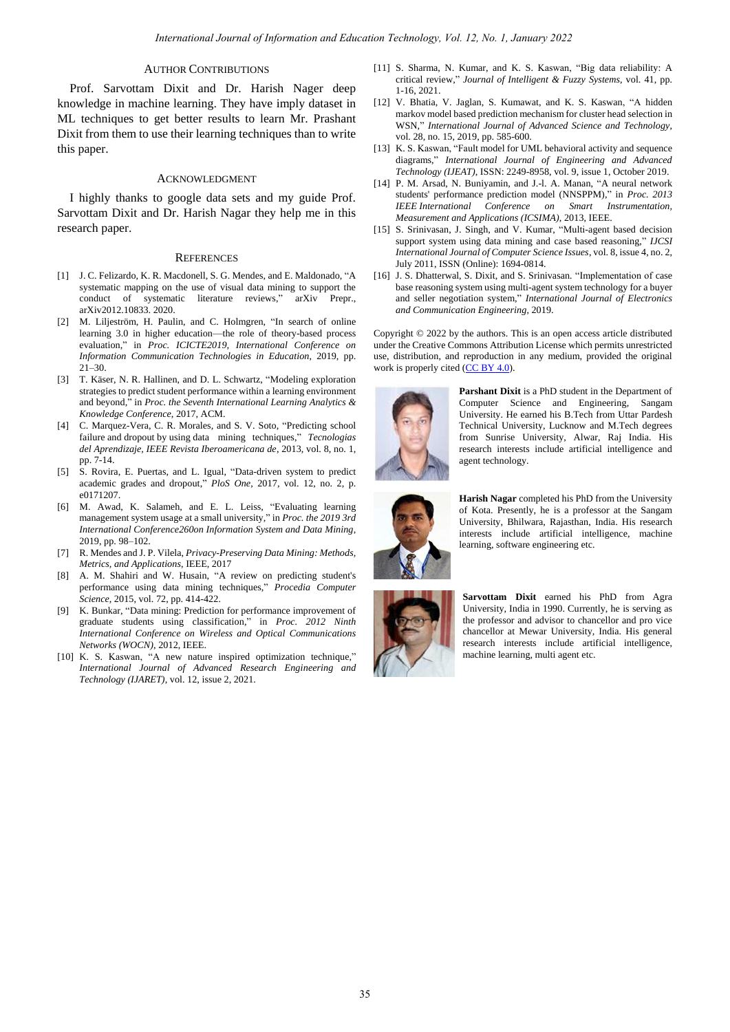## Author Contributions

Prof. Sarvottam Dixit and Dr. Harish Nager deep knowledge in machine learning. They have imply dataset in ML techniques to get better results to learn Mr. Prashant Dixit from them to use their learning techniques than to write this paper.

## Acknowledgment

I highly thanks to google data sets and my guide Prof. Sarvottam Dixit and Dr. Harish Nagar they help me in this research paper.

## References

[1] J. C. Felizardo, K. R. Macdonell, S. G. Mendes, and E. Maldonado, "A systematic mapping on the use of visual data mining to support the conduct of systematic literature reviews," arXiv Prepr., arXiv2012.10833. 2020.

[2] M. Liljeström, H. Paulin, and C. Holmgren, "In search of online learning 3.0 in higher education—the role of theory-based process evaluation," in *Proc. ICICTE2019, International Conference on Information Communication Technologies in Education*, 2019, pp. 21–30.

[3] T. Käser, N. R. Hallinen, and D. L. Schwartz, "Modeling exploration strategies to predict student performance within a learning environment and beyond," in *Proc. the Seventh International Learning Analytics & Knowledge Conference*, 2017, ACM.

[4] C. Marquez-Vera, C. R. Morales, and S. V. Soto, "Predicting school failure and dropout by using data mining techniques," *Tecnologias del Aprendizaje, IEEE Revista Iberoamericana de*, 2013, vol. 8, no. 1, pp. 7-14.

[5] S. Rovira, E. Puertas, and L. Igual, "Data-driven system to predict academic grades and dropout," *PloS One*, 2017, vol. 12, no. 2, p. e0171207.

[6] M. Awad, K. Salameh, and E. L. Leiss, "Evaluating learning management system usage at a small university," in *Proc. the 2019 3rd International Conference260on Information System and Data Mining*, 2019, pp. 98–102.

[7] R. Mendes and J. P. Vilela, *Privacy-Preserving Data Mining: Methods, Metrics, and Applications*, IEEE, 2017

[8] A. M. Shahiri and W. Husain, "A review on predicting student's performance using data mining techniques," *Procedia Computer Science*, 2015, vol. 72, pp. 414-422.

[9] K. Bunkar, "Data mining: Prediction for performance improvement of graduate students using classification," in *Proc. 2012 Ninth International Conference on Wireless and Optical Communications Networks (WOCN)*, 2012, IEEE.

[10] K. S. Kaswan, "A new nature inspired optimization technique," *International Journal of Advanced Research Engineering and Technology (IJARET)*, vol. 12, issue 2, 2021.

[11] S. Sharma, N. Kumar, and K. S. Kaswan, "Big data reliability: A critical review," *Journal of Intelligent & Fuzzy Systems*, vol. 41, pp. 1-16, 2021.

[12] V. Bhatia, V. Jaglan, S. Kumawat, and K. S. Kaswan, "A hidden markov model based prediction mechanism for cluster head selection in WSN," *International Journal of Advanced Science and Technology*, vol. 28, no. 15, 2019, pp. 585-600.

[13] K. S. Kaswan, "Fault model for UML behavioral activity and sequence diagrams," *International Journal of Engineering and Advanced Technology (IJEAT)*, ISSN: 2249-8958, vol. 9, issue 1, October 2019.

[14] P. M. Arsad, N. Buniyamin, and J.-l. A. Manan, "A neural network students' performance prediction model (NNSPPM)," in *Proc. 2013 IEEE International Conference on Smart Instrumentation, Measurement and Applications (ICSIMA)*, 2013, IEEE.

[15] S. Srinivasan, J. Singh, and V. Kumar, "Multi-agent based decision support system using data mining and case based reasoning," *IJCSI International Journal of Computer Science Issues*, vol. 8, issue 4, no. 2, July 2011, ISSN (Online): 1694-0814.

[16] J. S. Dhatterwal, S. Dixit, and S. Srinivasan. "Implementation of case base reasoning system using multi-agent system technology for a buyer and seller negotiation system," *International Journal of Electronics and Communication Engineering*, 2019.

Copyright © 2022 by the authors. This is an open access article distributed under the Creative Commons Attribution License which permits unrestricted use, distribution, and reproduction in any medium, provided the original work is properly cited (CC BY 4.0).

**Parshant Dixit** is a PhD student in the Department of Computer Science and Engineering, Sangam University. He earned his B.Tech from Uttar Pardesh Technical University, Lucknow and M.Tech degrees from Sunrise University, Alwar, Raj India. His research interests include artificial intelligence and agent technology.

**Harish Nagar** completed his PhD from the University of Kota. Presently, he is a professor at the Sangam University, Bhilwara, Rajasthan, India. His research interests include artificial intelligence, machine learning, software engineering etc.

**Sarvottam Dixit** earned his PhD from Agra University, India in 1990. Currently, he is serving as the professor and advisor to chancellor and pro vice chancellor at Mewar University, India. His general research interests include artificial intelligence, machine learning, multi agent etc.